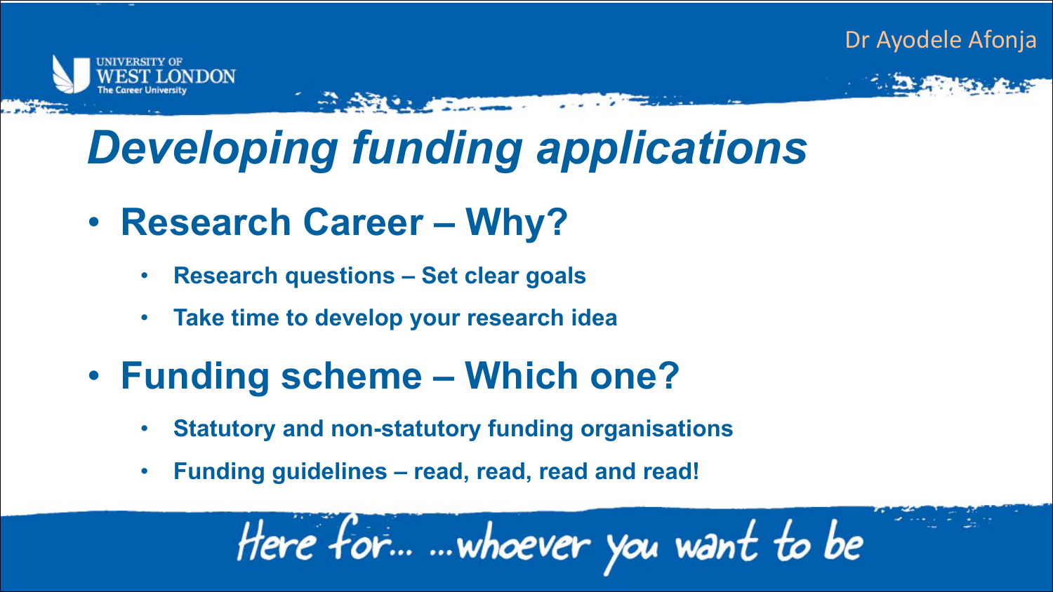Dr Ayodele Afonja

# *Developing funding applications*

- **Research Career – Why?**
  - **Research questions – Set clear goals**
  - **Take time to develop your research idea**
- **Funding scheme – Which one?**
  - **Statutory and non-statutory funding organisations**
  - **Funding guidelines – read, read, read and read!**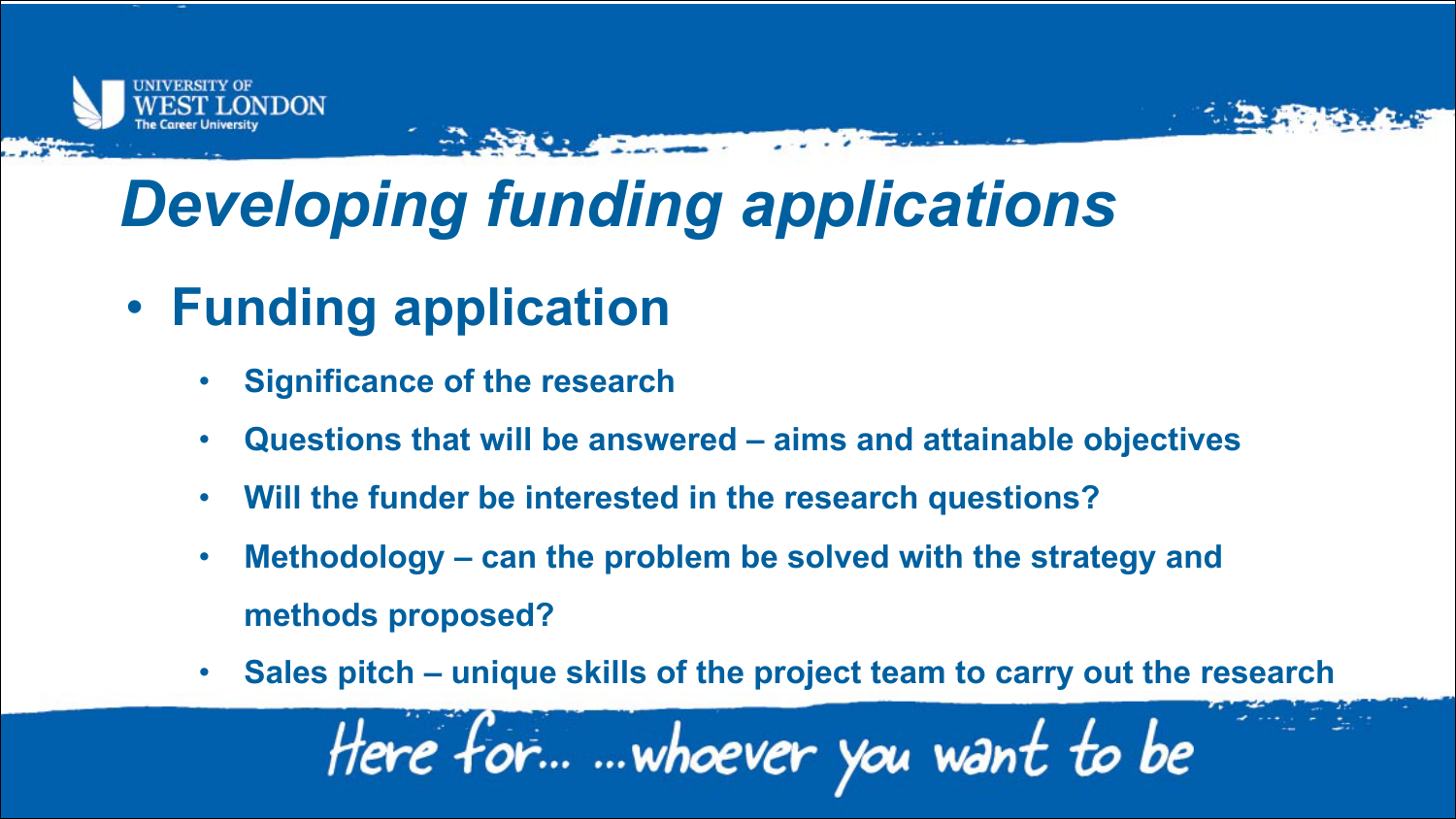# *Developing funding applications*

- **Funding application**
  - **Significance of the research**
  - **Questions that will be answered – aims and attainable objectives**
  - **Will the funder be interested in the research questions?**
  - **Methodology – can the problem be solved with the strategy and methods proposed?**
  - **Sales pitch – unique skills of the project team to carry out the research**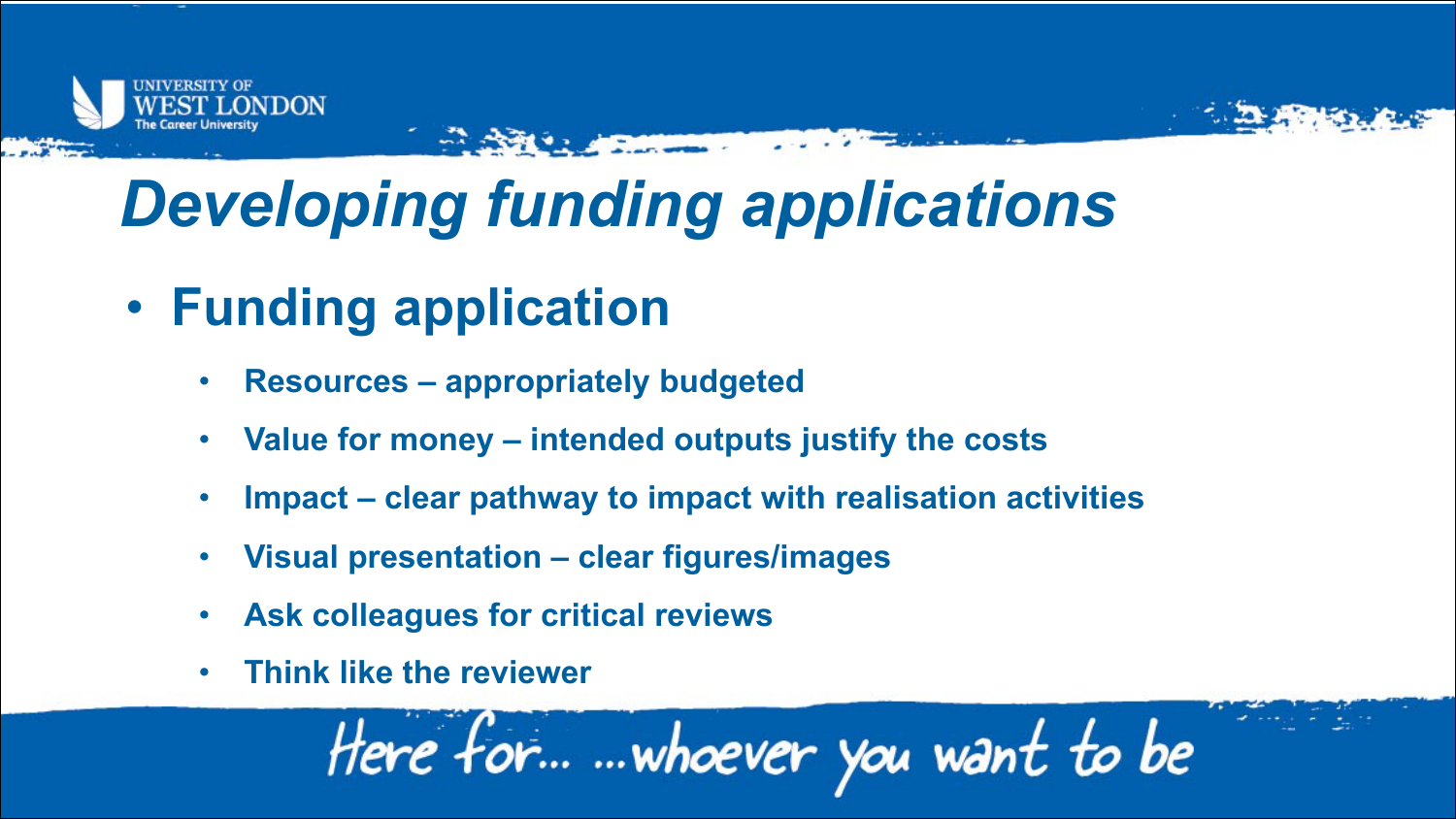# *Developing funding applications*

- **Funding application**
  - **Resources – appropriately budgeted**
  - **Value for money – intended outputs justify the costs**
  - **Impact – clear pathway to impact with realisation activities**
  - **Visual presentation – clear figures/images**
  - **Ask colleagues for critical reviews**
  - **Think like the reviewer**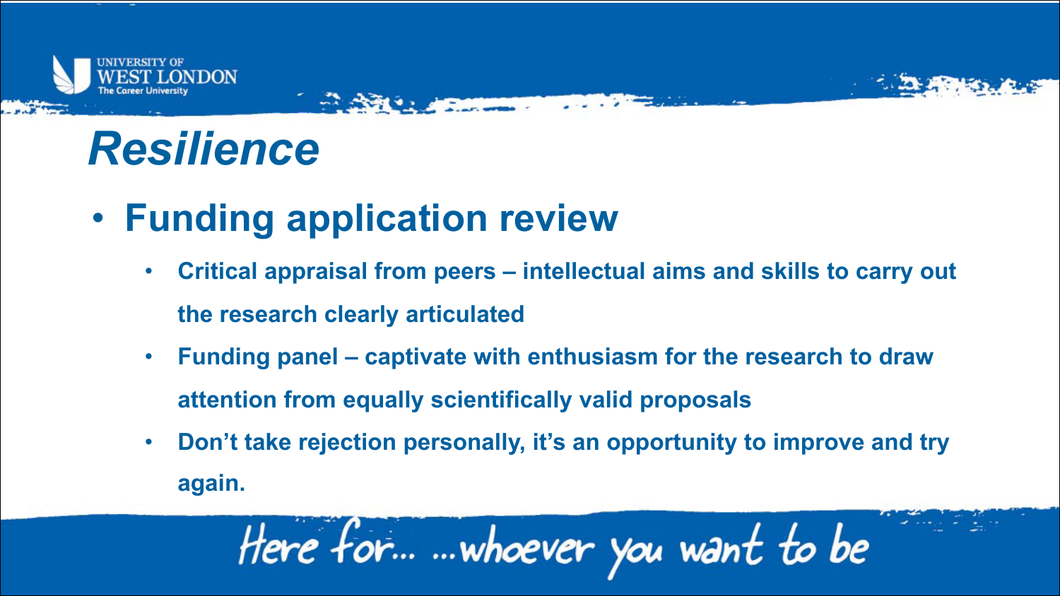# *Resilience*

- **Funding application review**
  - **Critical appraisal from peers – intellectual aims and skills to carry out the research clearly articulated**
  - **Funding panel – captivate with enthusiasm for the research to draw attention from equally scientifically valid proposals**
  - **Don't take rejection personally, it's an opportunity to improve and try again.**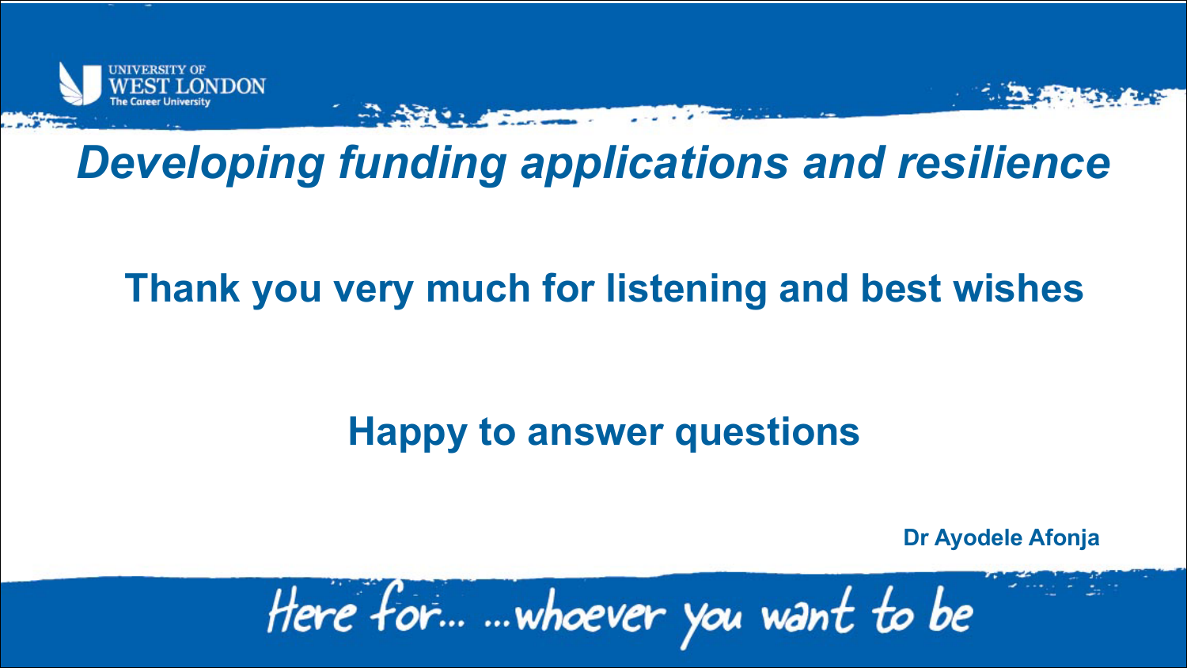UNIVERSITY OF WEST LONDON
The Career University

# *Developing funding applications and resilience*

## Thank you very much for listening and best wishes

## Happy to answer questions

**Dr Ayodele Afonja**

Here for... ...whoever you want to be